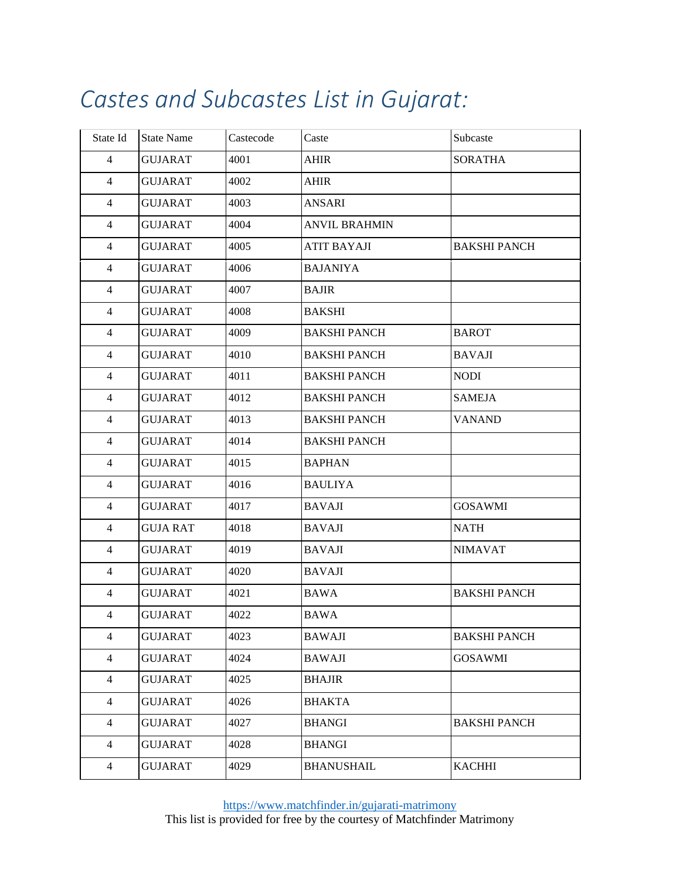# Castes and Subcastes List in Gujarat:

| State Id | State Name | Castecode | Caste | Subcaste |
|---|---|---|---|---|
| 4 | GUJARAT | 4001 | AHIR | SORATHA |
| 4 | GUJARAT | 4002 | AHIR | |
| 4 | GUJARAT | 4003 | ANSARI | |
| 4 | GUJARAT | 4004 | ANVIL BRAHMIN | |
| 4 | GUJARAT | 4005 | ATIT BAYAJI | BAKSHI PANCH |
| 4 | GUJARAT | 4006 | BAJANIYA | |
| 4 | GUJARAT | 4007 | BAJIR | |
| 4 | GUJARAT | 4008 | BAKSHI | |
| 4 | GUJARAT | 4009 | BAKSHI PANCH | BAROT |
| 4 | GUJARAT | 4010 | BAKSHI PANCH | BAVAJI |
| 4 | GUJARAT | 4011 | BAKSHI PANCH | NODI |
| 4 | GUJARAT | 4012 | BAKSHI PANCH | SAMEJA |
| 4 | GUJARAT | 4013 | BAKSHI PANCH | VANAND |
| 4 | GUJARAT | 4014 | BAKSHI PANCH | |
| 4 | GUJARAT | 4015 | BAPHAN | |
| 4 | GUJARAT | 4016 | BAULIYA | |
| 4 | GUJARAT | 4017 | BAVAJI | GOSAWMI |
| 4 | GUJA RAT | 4018 | BAVAJI | NATH |
| 4 | GUJARAT | 4019 | BAVAJI | NIMAVAT |
| 4 | GUJARAT | 4020 | BAVAJI | |
| 4 | GUJARAT | 4021 | BAWA | BAKSHI PANCH |
| 4 | GUJARAT | 4022 | BAWA | |
| 4 | GUJARAT | 4023 | BAWAJI | BAKSHI PANCH |
| 4 | GUJARAT | 4024 | BAWAJI | GOSAWMI |
| 4 | GUJARAT | 4025 | BHAJIR | |
| 4 | GUJARAT | 4026 | BHAKTA | |
| 4 | GUJARAT | 4027 | BHANGI | BAKSHI PANCH |
| 4 | GUJARAT | 4028 | BHANGI | |
| 4 | GUJARAT | 4029 | BHANUSHAIL | KACHHI |

https://www.matchfinder.in/gujarati-matrimony
This list is provided for free by the courtesy of Matchfinder Matrimony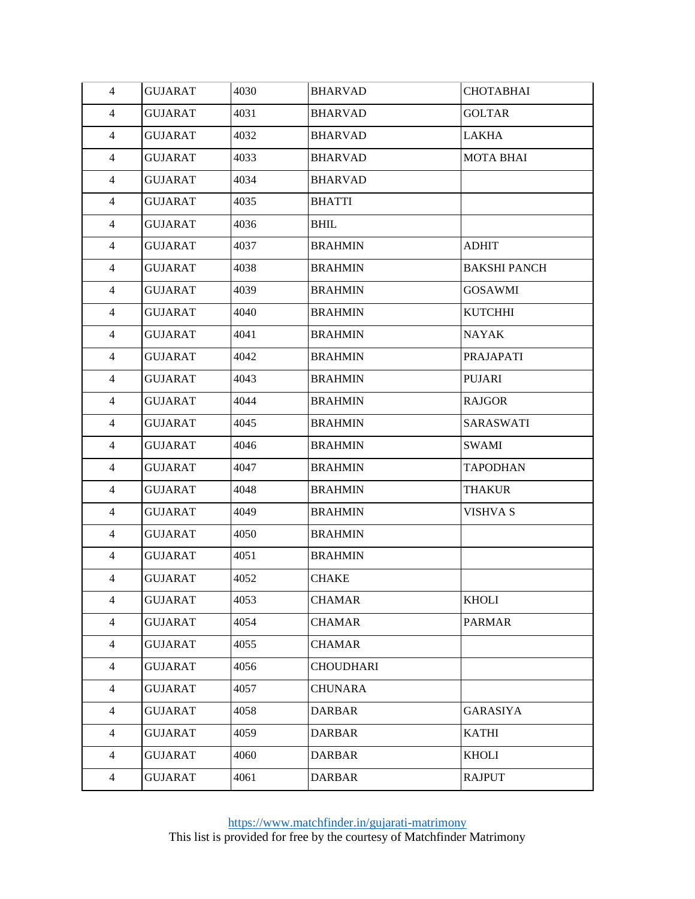| 4 | GUJARAT | 4030 | BHARVAD | CHOTABHAI |
|---|---|---|---|---|
| 4 | GUJARAT | 4031 | BHARVAD | GOLTAR |
| 4 | GUJARAT | 4032 | BHARVAD | LAKHA |
| 4 | GUJARAT | 4033 | BHARVAD | MOTA BHAI |
| 4 | GUJARAT | 4034 | BHARVAD | |
| 4 | GUJARAT | 4035 | BHATTI | |
| 4 | GUJARAT | 4036 | BHIL | |
| 4 | GUJARAT | 4037 | BRAHMIN | ADHIT |
| 4 | GUJARAT | 4038 | BRAHMIN | BAKSHI PANCH |
| 4 | GUJARAT | 4039 | BRAHMIN | GOSAWMI |
| 4 | GUJARAT | 4040 | BRAHMIN | KUTCHHI |
| 4 | GUJARAT | 4041 | BRAHMIN | NAYAK |
| 4 | GUJARAT | 4042 | BRAHMIN | PRAJAPATI |
| 4 | GUJARAT | 4043 | BRAHMIN | PUJARI |
| 4 | GUJARAT | 4044 | BRAHMIN | RAJGOR |
| 4 | GUJARAT | 4045 | BRAHMIN | SARASWATI |
| 4 | GUJARAT | 4046 | BRAHMIN | SWAMI |
| 4 | GUJARAT | 4047 | BRAHMIN | TAPODHAN |
| 4 | GUJARAT | 4048 | BRAHMIN | THAKUR |
| 4 | GUJARAT | 4049 | BRAHMIN | VISHVA S |
| 4 | GUJARAT | 4050 | BRAHMIN | |
| 4 | GUJARAT | 4051 | BRAHMIN | |
| 4 | GUJARAT | 4052 | CHAKE | |
| 4 | GUJARAT | 4053 | CHAMAR | KHOLI |
| 4 | GUJARAT | 4054 | CHAMAR | PARMAR |
| 4 | GUJARAT | 4055 | CHAMAR | |
| 4 | GUJARAT | 4056 | CHOUDHARI | |
| 4 | GUJARAT | 4057 | CHUNARA | |
| 4 | GUJARAT | 4058 | DARBAR | GARASIYA |
| 4 | GUJARAT | 4059 | DARBAR | KATHI |
| 4 | GUJARAT | 4060 | DARBAR | KHOLI |
| 4 | GUJARAT | 4061 | DARBAR | RAJPUT |

https://www.matchfinder.in/gujarati-matrimony
This list is provided for free by the courtesy of Matchfinder Matrimony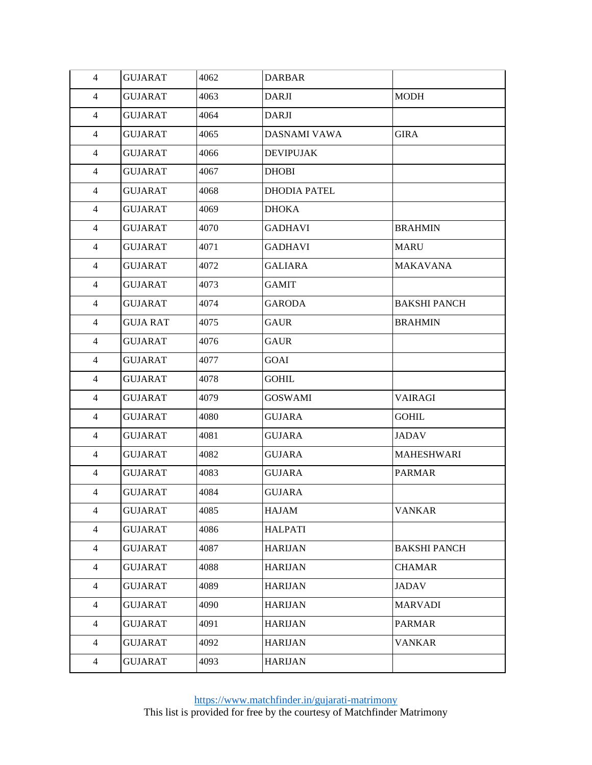| 4 | GUJARAT | 4062 | DARBAR | |
|---|---|---|---|---|
| 4 | GUJARAT | 4063 | DARJI | MODH |
| 4 | GUJARAT | 4064 | DARJI | |
| 4 | GUJARAT | 4065 | DASNAMI VAWA | GIRA |
| 4 | GUJARAT | 4066 | DEVIPUJAK | |
| 4 | GUJARAT | 4067 | DHOBI | |
| 4 | GUJARAT | 4068 | DHODIA PATEL | |
| 4 | GUJARAT | 4069 | DHOKA | |
| 4 | GUJARAT | 4070 | GADHAVI | BRAHMIN |
| 4 | GUJARAT | 4071 | GADHAVI | MARU |
| 4 | GUJARAT | 4072 | GALIARA | MAKAVANA |
| 4 | GUJARAT | 4073 | GAMIT | |
| 4 | GUJARAT | 4074 | GARODA | BAKSHI PANCH |
| 4 | GUJA RAT | 4075 | GAUR | BRAHMIN |
| 4 | GUJARAT | 4076 | GAUR | |
| 4 | GUJARAT | 4077 | GOAI | |
| 4 | GUJARAT | 4078 | GOHIL | |
| 4 | GUJARAT | 4079 | GOSWAMI | VAIRAGI |
| 4 | GUJARAT | 4080 | GUJARA | GOHIL |
| 4 | GUJARAT | 4081 | GUJARA | JADAV |
| 4 | GUJARAT | 4082 | GUJARA | MAHESHWARI |
| 4 | GUJARAT | 4083 | GUJARA | PARMAR |
| 4 | GUJARAT | 4084 | GUJARA | |
| 4 | GUJARAT | 4085 | HAJAM | VANKAR |
| 4 | GUJARAT | 4086 | HALPATI | |
| 4 | GUJARAT | 4087 | HARIJAN | BAKSHI PANCH |
| 4 | GUJARAT | 4088 | HARIJAN | CHAMAR |
| 4 | GUJARAT | 4089 | HARIJAN | JADAV |
| 4 | GUJARAT | 4090 | HARIJAN | MARVADI |
| 4 | GUJARAT | 4091 | HARIJAN | PARMAR |
| 4 | GUJARAT | 4092 | HARIJAN | VANKAR |
| 4 | GUJARAT | 4093 | HARIJAN | |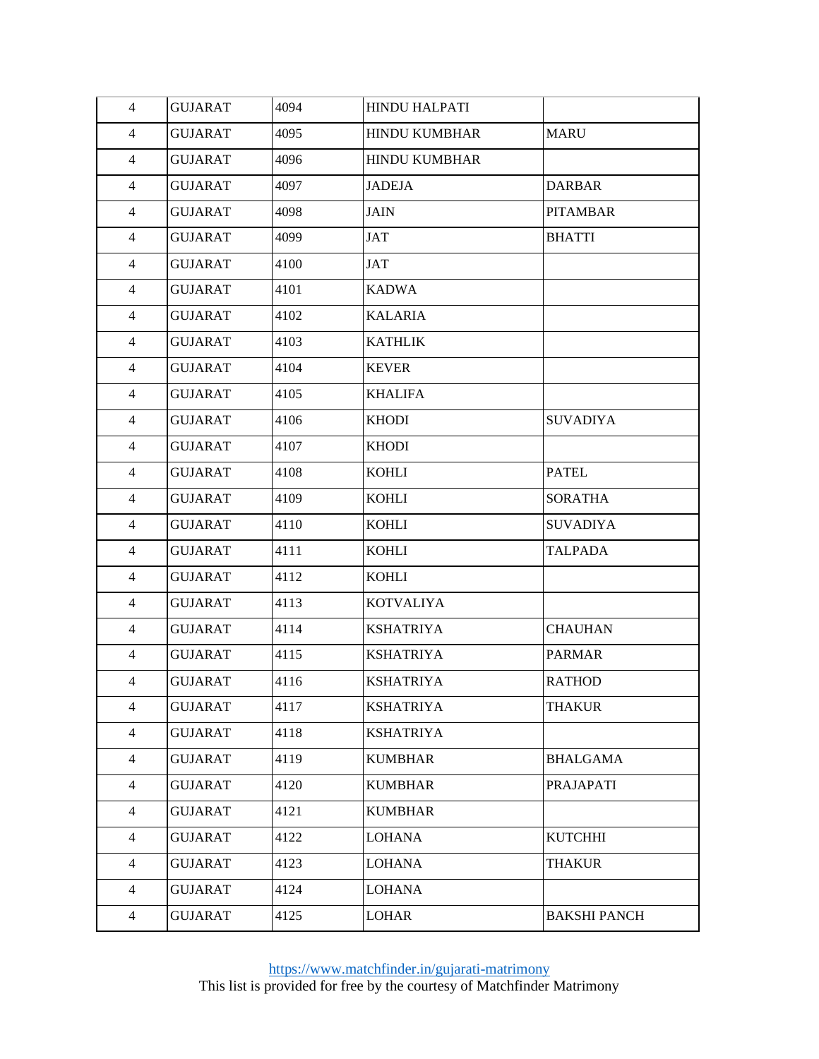| 4 | GUJARAT | 4094 | HINDU HALPATI | |
|---|---|---|---|---|
| 4 | GUJARAT | 4095 | HINDU KUMBHAR | MARU |
| 4 | GUJARAT | 4096 | HINDU KUMBHAR | |
| 4 | GUJARAT | 4097 | JADEJA | DARBAR |
| 4 | GUJARAT | 4098 | JAIN | PITAMBAR |
| 4 | GUJARAT | 4099 | JAT | BHATTI |
| 4 | GUJARAT | 4100 | JAT | |
| 4 | GUJARAT | 4101 | KADWA | |
| 4 | GUJARAT | 4102 | KALARIA | |
| 4 | GUJARAT | 4103 | KATHLIK | |
| 4 | GUJARAT | 4104 | KEVER | |
| 4 | GUJARAT | 4105 | KHALIFA | |
| 4 | GUJARAT | 4106 | KHODI | SUVADIYA |
| 4 | GUJARAT | 4107 | KHODI | |
| 4 | GUJARAT | 4108 | KOHLI | PATEL |
| 4 | GUJARAT | 4109 | KOHLI | SORATHA |
| 4 | GUJARAT | 4110 | KOHLI | SUVADIYA |
| 4 | GUJARAT | 4111 | KOHLI | TALPADA |
| 4 | GUJARAT | 4112 | KOHLI | |
| 4 | GUJARAT | 4113 | KOTVALIYA | |
| 4 | GUJARAT | 4114 | KSHATRIYA | CHAUHAN |
| 4 | GUJARAT | 4115 | KSHATRIYA | PARMAR |
| 4 | GUJARAT | 4116 | KSHATRIYA | RATHOD |
| 4 | GUJARAT | 4117 | KSHATRIYA | THAKUR |
| 4 | GUJARAT | 4118 | KSHATRIYA | |
| 4 | GUJARAT | 4119 | KUMBHAR | BHALGAMA |
| 4 | GUJARAT | 4120 | KUMBHAR | PRAJAPATI |
| 4 | GUJARAT | 4121 | KUMBHAR | |
| 4 | GUJARAT | 4122 | LOHANA | KUTCHHI |
| 4 | GUJARAT | 4123 | LOHANA | THAKUR |
| 4 | GUJARAT | 4124 | LOHANA | |
| 4 | GUJARAT | 4125 | LOHAR | BAKSHI PANCH |

https://www.matchfinder.in/gujarati-matrimony
This list is provided for free by the courtesy of Matchfinder Matrimony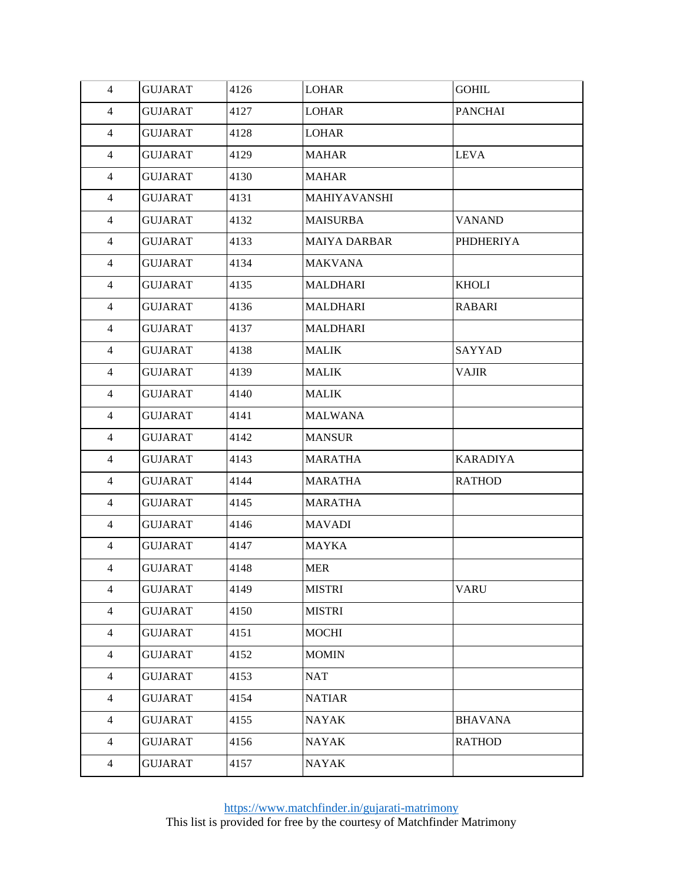| 4 | GUJARAT | 4126 | LOHAR | GOHIL |
|---|---|---|---|---|
| 4 | GUJARAT | 4127 | LOHAR | PANCHAI |
| 4 | GUJARAT | 4128 | LOHAR | |
| 4 | GUJARAT | 4129 | MAHAR | LEVA |
| 4 | GUJARAT | 4130 | MAHAR | |
| 4 | GUJARAT | 4131 | MAHIYAVANSHI | |
| 4 | GUJARAT | 4132 | MAISURBA | VANAND |
| 4 | GUJARAT | 4133 | MAIYA DARBAR | PHDHERIYA |
| 4 | GUJARAT | 4134 | MAKVANA | |
| 4 | GUJARAT | 4135 | MALDHARI | KHOLI |
| 4 | GUJARAT | 4136 | MALDHARI | RABARI |
| 4 | GUJARAT | 4137 | MALDHARI | |
| 4 | GUJARAT | 4138 | MALIK | SAYYAD |
| 4 | GUJARAT | 4139 | MALIK | VAJIR |
| 4 | GUJARAT | 4140 | MALIK | |
| 4 | GUJARAT | 4141 | MALWANA | |
| 4 | GUJARAT | 4142 | MANSUR | |
| 4 | GUJARAT | 4143 | MARATHA | KARADIYA |
| 4 | GUJARAT | 4144 | MARATHA | RATHOD |
| 4 | GUJARAT | 4145 | MARATHA | |
| 4 | GUJARAT | 4146 | MAVADI | |
| 4 | GUJARAT | 4147 | MAYKA | |
| 4 | GUJARAT | 4148 | MER | |
| 4 | GUJARAT | 4149 | MISTRI | VARU |
| 4 | GUJARAT | 4150 | MISTRI | |
| 4 | GUJARAT | 4151 | MOCHI | |
| 4 | GUJARAT | 4152 | MOMIN | |
| 4 | GUJARAT | 4153 | NAT | |
| 4 | GUJARAT | 4154 | NATIAR | |
| 4 | GUJARAT | 4155 | NAYAK | BHAVANA |
| 4 | GUJARAT | 4156 | NAYAK | RATHOD |
| 4 | GUJARAT | 4157 | NAYAK | |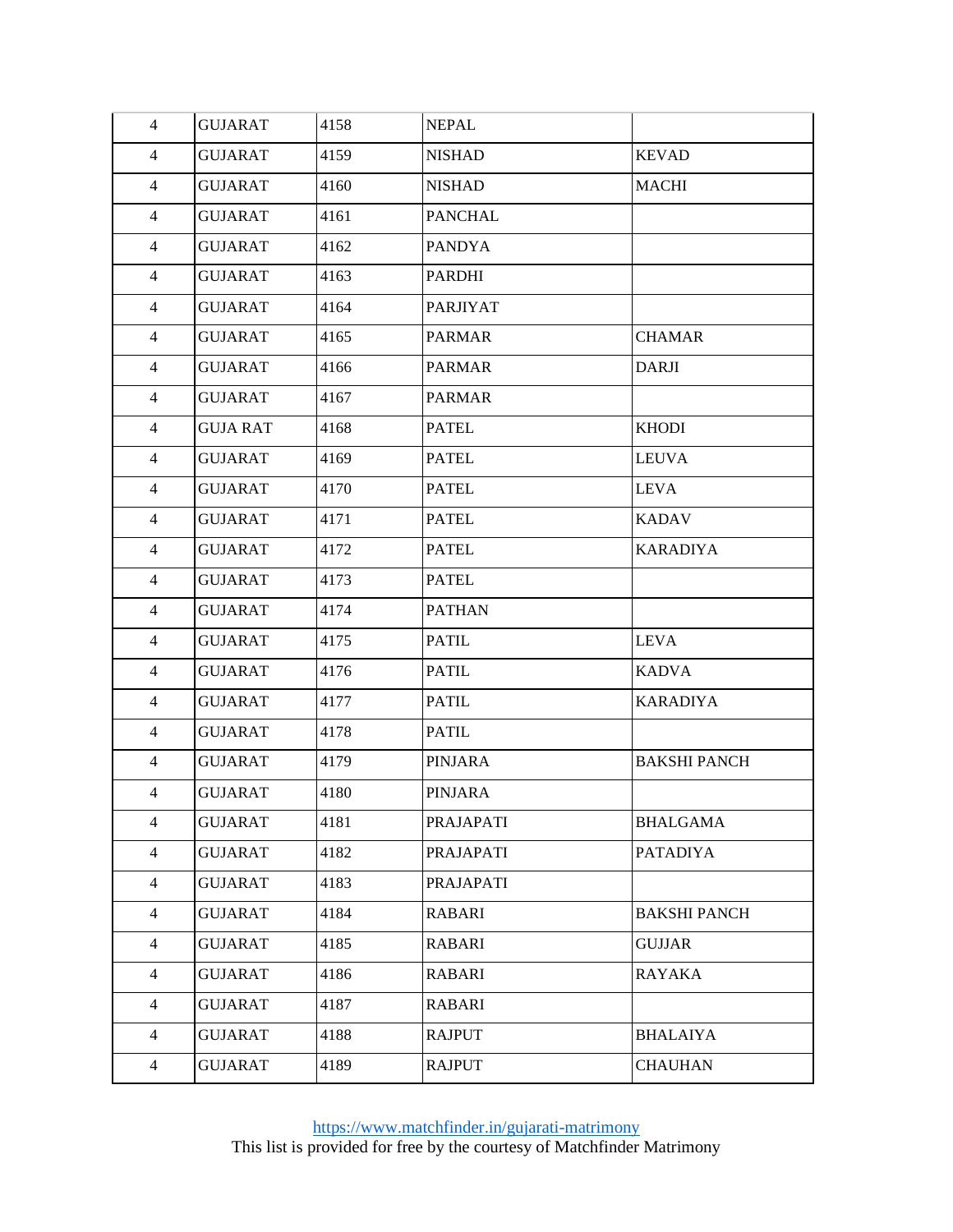| 4 | GUJARAT | 4158 | NEPAL | |
|---|---|---|---|---|
| 4 | GUJARAT | 4159 | NISHAD | KEVAD |
| 4 | GUJARAT | 4160 | NISHAD | MACHI |
| 4 | GUJARAT | 4161 | PANCHAL | |
| 4 | GUJARAT | 4162 | PANDYA | |
| 4 | GUJARAT | 4163 | PARDHI | |
| 4 | GUJARAT | 4164 | PARJIYAT | |
| 4 | GUJARAT | 4165 | PARMAR | CHAMAR |
| 4 | GUJARAT | 4166 | PARMAR | DARJI |
| 4 | GUJARAT | 4167 | PARMAR | |
| 4 | GUJA RAT | 4168 | PATEL | KHODI |
| 4 | GUJARAT | 4169 | PATEL | LEUVA |
| 4 | GUJARAT | 4170 | PATEL | LEVA |
| 4 | GUJARAT | 4171 | PATEL | KADAV |
| 4 | GUJARAT | 4172 | PATEL | KARADIYA |
| 4 | GUJARAT | 4173 | PATEL | |
| 4 | GUJARAT | 4174 | PATHAN | |
| 4 | GUJARAT | 4175 | PATIL | LEVA |
| 4 | GUJARAT | 4176 | PATIL | KADVA |
| 4 | GUJARAT | 4177 | PATIL | KARADIYA |
| 4 | GUJARAT | 4178 | PATIL | |
| 4 | GUJARAT | 4179 | PINJARA | BAKSHI PANCH |
| 4 | GUJARAT | 4180 | PINJARA | |
| 4 | GUJARAT | 4181 | PRAJAPATI | BHALGAMA |
| 4 | GUJARAT | 4182 | PRAJAPATI | PATADIYA |
| 4 | GUJARAT | 4183 | PRAJAPATI | |
| 4 | GUJARAT | 4184 | RABARI | BAKSHI PANCH |
| 4 | GUJARAT | 4185 | RABARI | GUJJAR |
| 4 | GUJARAT | 4186 | RABARI | RAYAKA |
| 4 | GUJARAT | 4187 | RABARI | |
| 4 | GUJARAT | 4188 | RAJPUT | BHALAIYA |
| 4 | GUJARAT | 4189 | RAJPUT | CHAUHAN |

https://www.matchfinder.in/gujarati-matrimony
This list is provided for free by the courtesy of Matchfinder Matrimony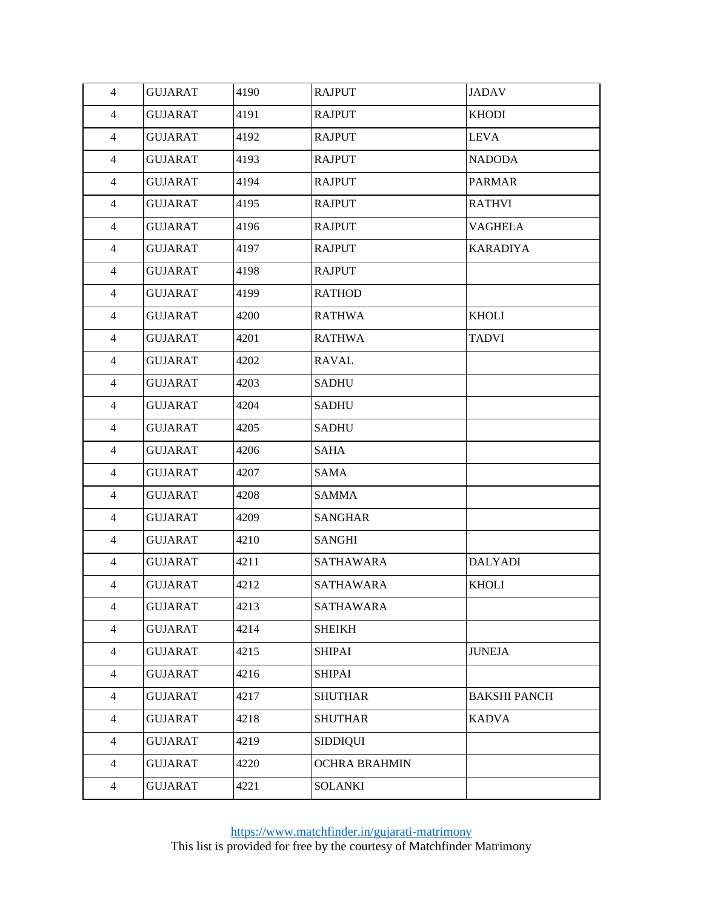| | | | | |
|---|---|---|---|---|
| 4 | GUJARAT | 4190 | RAJPUT | JADAV |
| 4 | GUJARAT | 4191 | RAJPUT | KHODI |
| 4 | GUJARAT | 4192 | RAJPUT | LEVA |
| 4 | GUJARAT | 4193 | RAJPUT | NADODA |
| 4 | GUJARAT | 4194 | RAJPUT | PARMAR |
| 4 | GUJARAT | 4195 | RAJPUT | RATHVI |
| 4 | GUJARAT | 4196 | RAJPUT | VAGHELA |
| 4 | GUJARAT | 4197 | RAJPUT | KARADIYA |
| 4 | GUJARAT | 4198 | RAJPUT | |
| 4 | GUJARAT | 4199 | RATHOD | |
| 4 | GUJARAT | 4200 | RATHWA | KHOLI |
| 4 | GUJARAT | 4201 | RATHWA | TADVI |
| 4 | GUJARAT | 4202 | RAVAL | |
| 4 | GUJARAT | 4203 | SADHU | |
| 4 | GUJARAT | 4204 | SADHU | |
| 4 | GUJARAT | 4205 | SADHU | |
| 4 | GUJARAT | 4206 | SAHA | |
| 4 | GUJARAT | 4207 | SAMA | |
| 4 | GUJARAT | 4208 | SAMMA | |
| 4 | GUJARAT | 4209 | SANGHAR | |
| 4 | GUJARAT | 4210 | SANGHI | |
| 4 | GUJARAT | 4211 | SATHAWARA | DALYADI |
| 4 | GUJARAT | 4212 | SATHAWARA | KHOLI |
| 4 | GUJARAT | 4213 | SATHAWARA | |
| 4 | GUJARAT | 4214 | SHEIKH | |
| 4 | GUJARAT | 4215 | SHIPAI | JUNEJA |
| 4 | GUJARAT | 4216 | SHIPAI | |
| 4 | GUJARAT | 4217 | SHUTHAR | BAKSHI PANCH |
| 4 | GUJARAT | 4218 | SHUTHAR | KADVA |
| 4 | GUJARAT | 4219 | SIDDIQUI | |
| 4 | GUJARAT | 4220 | OCHRA BRAHMIN | |
| 4 | GUJARAT | 4221 | SOLANKI | |

https://www.matchfinder.in/gujarati-matrimony
This list is provided for free by the courtesy of Matchfinder Matrimony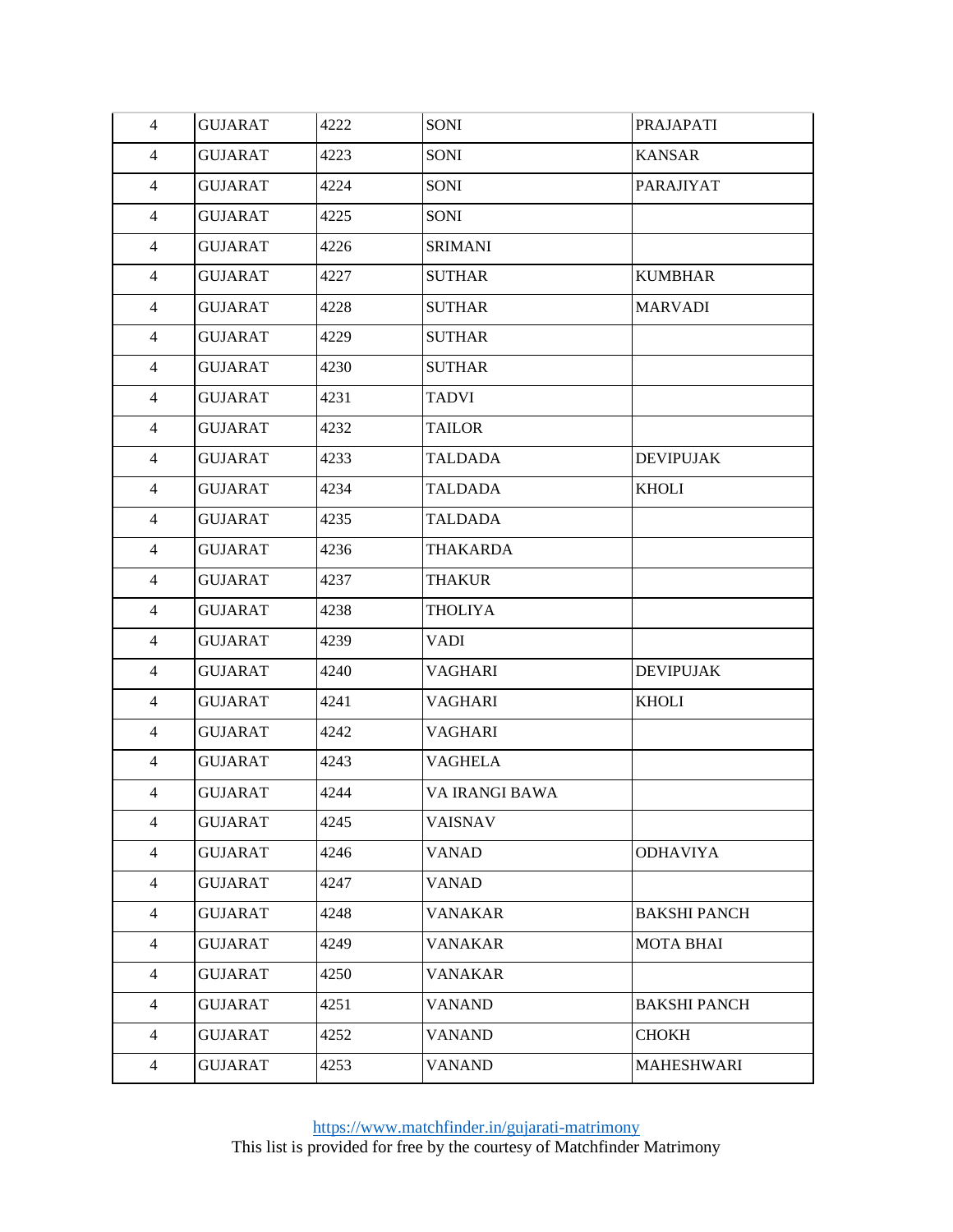| | | | | |
|---|---|---|---|---|
| 4 | GUJARAT | 4222 | SONI | PRAJAPATI |
| 4 | GUJARAT | 4223 | SONI | KANSAR |
| 4 | GUJARAT | 4224 | SONI | PARAJIYAT |
| 4 | GUJARAT | 4225 | SONI | |
| 4 | GUJARAT | 4226 | SRIMANI | |
| 4 | GUJARAT | 4227 | SUTHAR | KUMBHAR |
| 4 | GUJARAT | 4228 | SUTHAR | MARVADI |
| 4 | GUJARAT | 4229 | SUTHAR | |
| 4 | GUJARAT | 4230 | SUTHAR | |
| 4 | GUJARAT | 4231 | TADVI | |
| 4 | GUJARAT | 4232 | TAILOR | |
| 4 | GUJARAT | 4233 | TALDADA | DEVIPUJAK |
| 4 | GUJARAT | 4234 | TALDADA | KHOLI |
| 4 | GUJARAT | 4235 | TALDADA | |
| 4 | GUJARAT | 4236 | THAKARDA | |
| 4 | GUJARAT | 4237 | THAKUR | |
| 4 | GUJARAT | 4238 | THOLIYA | |
| 4 | GUJARAT | 4239 | VADI | |
| 4 | GUJARAT | 4240 | VAGHARI | DEVIPUJAK |
| 4 | GUJARAT | 4241 | VAGHARI | KHOLI |
| 4 | GUJARAT | 4242 | VAGHARI | |
| 4 | GUJARAT | 4243 | VAGHELA | |
| 4 | GUJARAT | 4244 | VA IRANGI BAWA | |
| 4 | GUJARAT | 4245 | VAISNAV | |
| 4 | GUJARAT | 4246 | VANAD | ODHAVIYA |
| 4 | GUJARAT | 4247 | VANAD | |
| 4 | GUJARAT | 4248 | VANAKAR | BAKSHI PANCH |
| 4 | GUJARAT | 4249 | VANAKAR | MOTA BHAI |
| 4 | GUJARAT | 4250 | VANAKAR | |
| 4 | GUJARAT | 4251 | VANAND | BAKSHI PANCH |
| 4 | GUJARAT | 4252 | VANAND | CHOKH |
| 4 | GUJARAT | 4253 | VANAND | MAHESHWARI |

https://www.matchfinder.in/gujarati-matrimony
This list is provided for free by the courtesy of Matchfinder Matrimony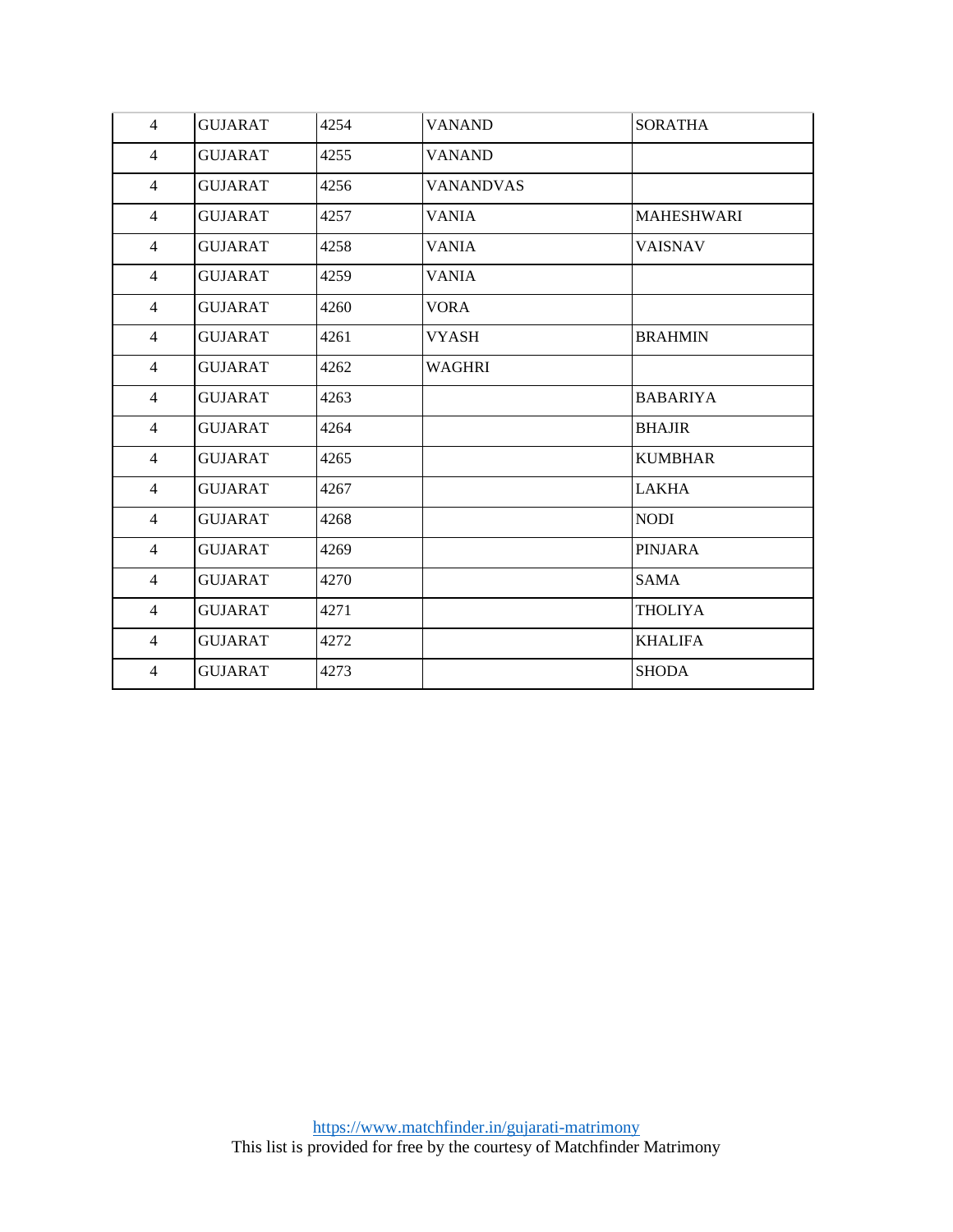| | | | | |
|---|---|---|---|---|
| 4 | GUJARAT | 4254 | VANAND | SORATHA |
| 4 | GUJARAT | 4255 | VANAND | |
| 4 | GUJARAT | 4256 | VANANDVAS | |
| 4 | GUJARAT | 4257 | VANIA | MAHESHWARI |
| 4 | GUJARAT | 4258 | VANIA | VAISNAV |
| 4 | GUJARAT | 4259 | VANIA | |
| 4 | GUJARAT | 4260 | VORA | |
| 4 | GUJARAT | 4261 | VYASH | BRAHMIN |
| 4 | GUJARAT | 4262 | WAGHRI | |
| 4 | GUJARAT | 4263 | | BABARIYA |
| 4 | GUJARAT | 4264 | | BHAJIR |
| 4 | GUJARAT | 4265 | | KUMBHAR |
| 4 | GUJARAT | 4267 | | LAKHA |
| 4 | GUJARAT | 4268 | | NODI |
| 4 | GUJARAT | 4269 | | PINJARA |
| 4 | GUJARAT | 4270 | | SAMA |
| 4 | GUJARAT | 4271 | | THOLIYA |
| 4 | GUJARAT | 4272 | | KHALIFA |
| 4 | GUJARAT | 4273 | | SHODA |

https://www.matchfinder.in/gujarati-matrimony
This list is provided for free by the courtesy of Matchfinder Matrimony